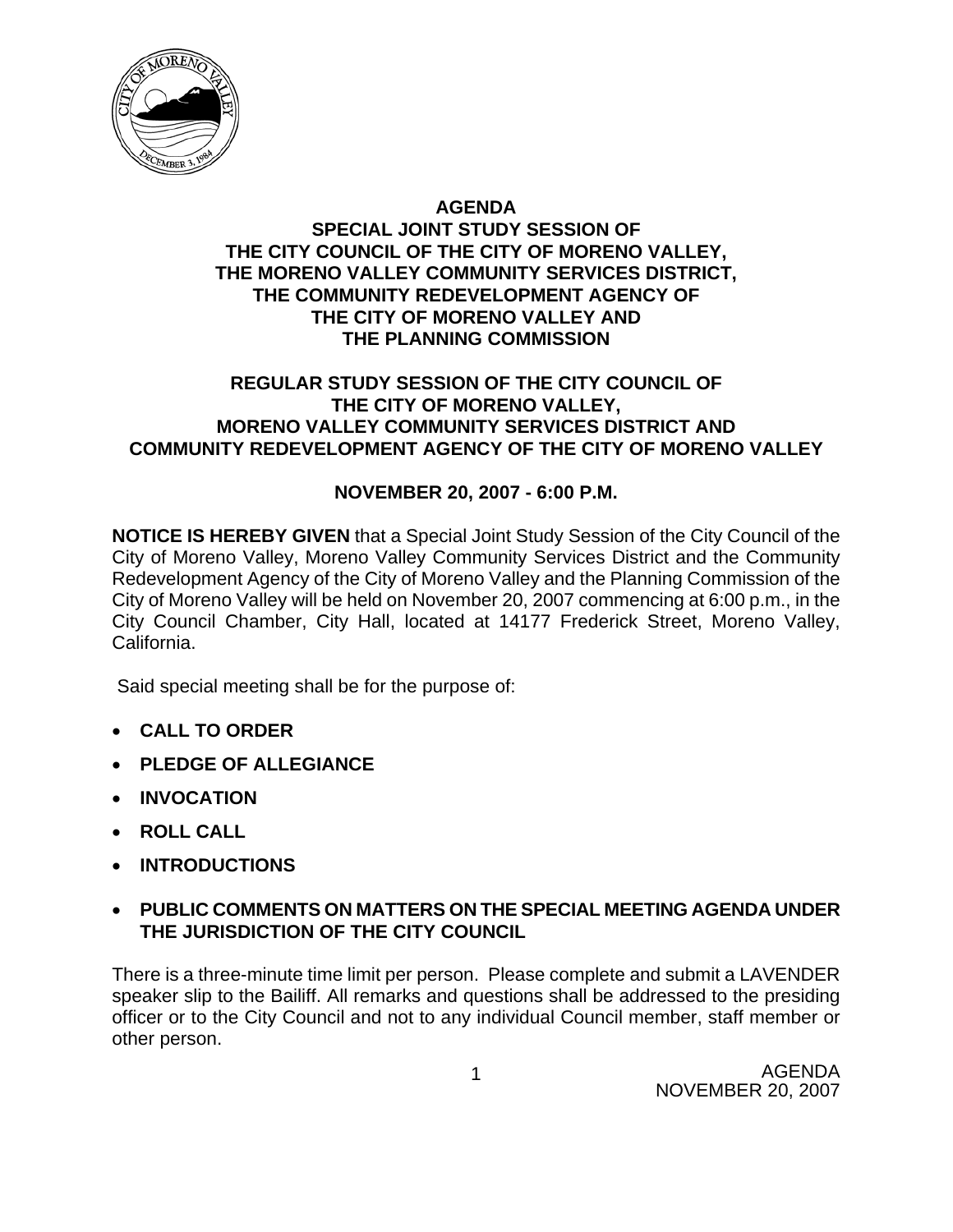# AGENDA

## SPECIAL JOINT STUDY SESSION OF THE CITY COUNCIL OF THE CITY OF MORENO VALLEY, THE MORENO VALLEY COMMUNITY SERVICES DISTRICT, THE COMMUNITY REDEVELOPMENT AGENCY OF THE CITY OF MORENO VALLEY AND THE PLANNING COMMISSION

## REGULAR STUDY SESSION OF THE CITY COUNCIL OF THE CITY OF MORENO VALLEY, MORENO VALLEY COMMUNITY SERVICES DISTRICT AND COMMUNITY REDEVELOPMENT AGENCY OF THE CITY OF MORENO VALLEY

### NOVEMBER 20, 2007 - 6:00 P.M.

**NOTICE IS HEREBY GIVEN** that a Special Joint Study Session of the City Council of the City of Moreno Valley, Moreno Valley Community Services District and the Community Redevelopment Agency of the City of Moreno Valley and the Planning Commission of the City of Moreno Valley will be held on November 20, 2007 commencing at 6:00 p.m., in the City Council Chamber, City Hall, located at 14177 Frederick Street, Moreno Valley, California.

Said special meeting shall be for the purpose of:

- **CALL TO ORDER**
- **PLEDGE OF ALLEGIANCE**
- **INVOCATION**
- **ROLL CALL**
- **INTRODUCTIONS**
- **PUBLIC COMMENTS ON MATTERS ON THE SPECIAL MEETING AGENDA UNDER THE JURISDICTION OF THE CITY COUNCIL**

There is a three-minute time limit per person. Please complete and submit a LAVENDER speaker slip to the Bailiff. All remarks and questions shall be addressed to the presiding officer or to the City Council and not to any individual Council member, staff member or other person.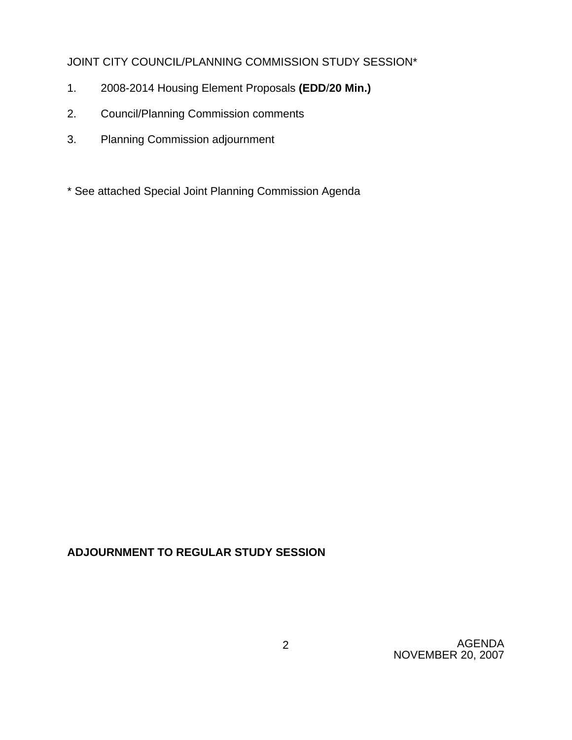JOINT CITY COUNCIL/PLANNING COMMISSION STUDY SESSION*

1. 2008-2014 Housing Element Proposals **(EDD/20 Min.)**
2. Council/Planning Commission comments
3. Planning Commission adjournment

* See attached Special Joint Planning Commission Agenda

**ADJOURNMENT TO REGULAR STUDY SESSION**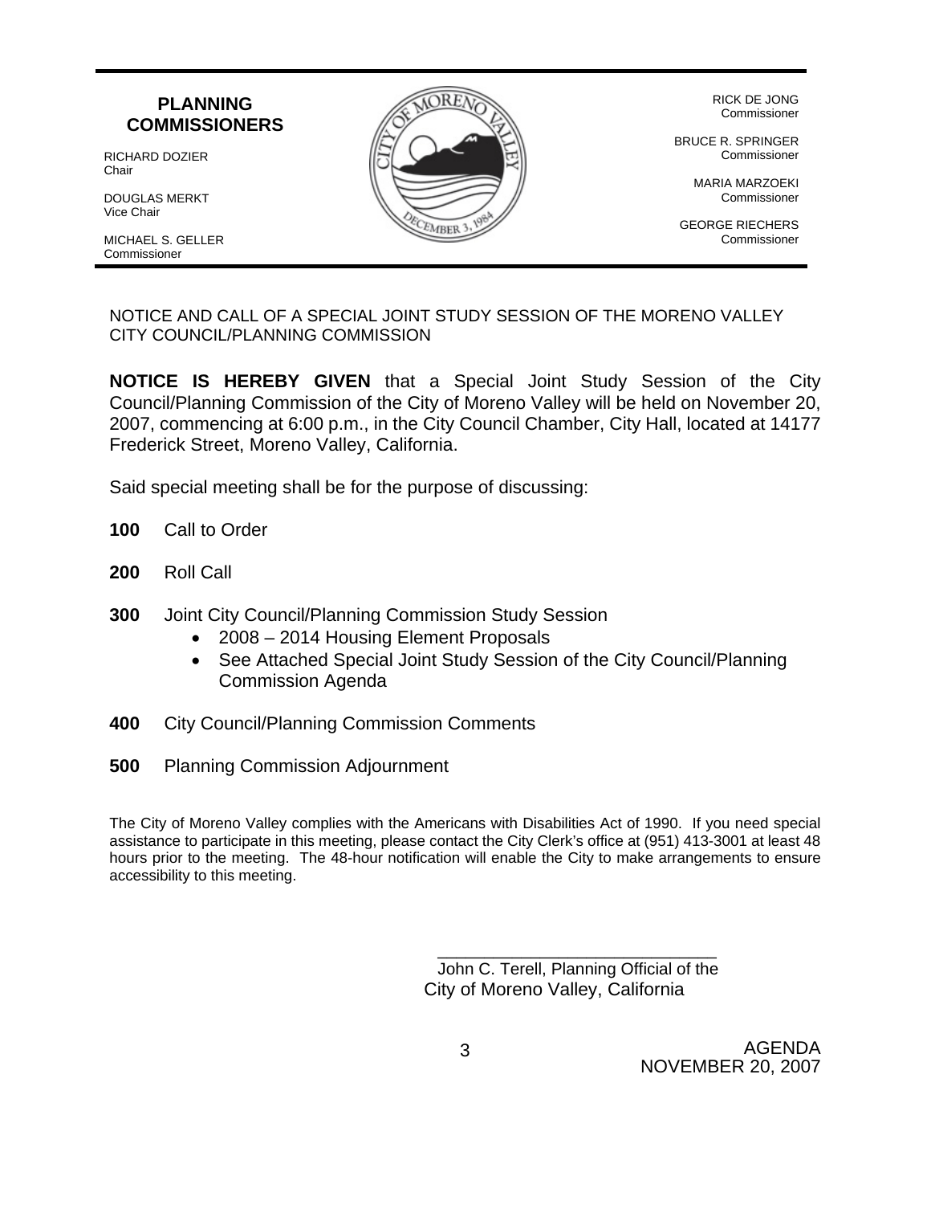**PLANNING COMMISSIONERS**

RICHARD DOZIER
Chair

DOUGLAS MERKT
Vice Chair

MICHAEL S. GELLER
Commissioner

RICK DE JONG
Commissioner

BRUCE R. SPRINGER
Commissioner

MARIA MARZOEKI
Commissioner

GEORGE RIECHERS
Commissioner

NOTICE AND CALL OF A SPECIAL JOINT STUDY SESSION OF THE MORENO VALLEY CITY COUNCIL/PLANNING COMMISSION

**NOTICE IS HEREBY GIVEN** that a Special Joint Study Session of the City Council/Planning Commission of the City of Moreno Valley will be held on November 20, 2007, commencing at 6:00 p.m., in the City Council Chamber, City Hall, located at 14177 Frederick Street, Moreno Valley, California.

Said special meeting shall be for the purpose of discussing:

**100** Call to Order

**200** Roll Call

**300** Joint City Council/Planning Commission Study Session

- 2008 – 2014 Housing Element Proposals
- See Attached Special Joint Study Session of the City Council/Planning Commission Agenda

**400** City Council/Planning Commission Comments

**500** Planning Commission Adjournment

The City of Moreno Valley complies with the Americans with Disabilities Act of 1990. If you need special assistance to participate in this meeting, please contact the City Clerk's office at (951) 413-3001 at least 48 hours prior to the meeting. The 48-hour notification will enable the City to make arrangements to ensure accessibility to this meeting.

\_\_\_\_\_\_\_\_\_\_\_\_\_\_\_\_\_\_\_\_\_\_\_\_\_\_\_\_\_\_

John C. Terell, Planning Official of the
City of Moreno Valley, California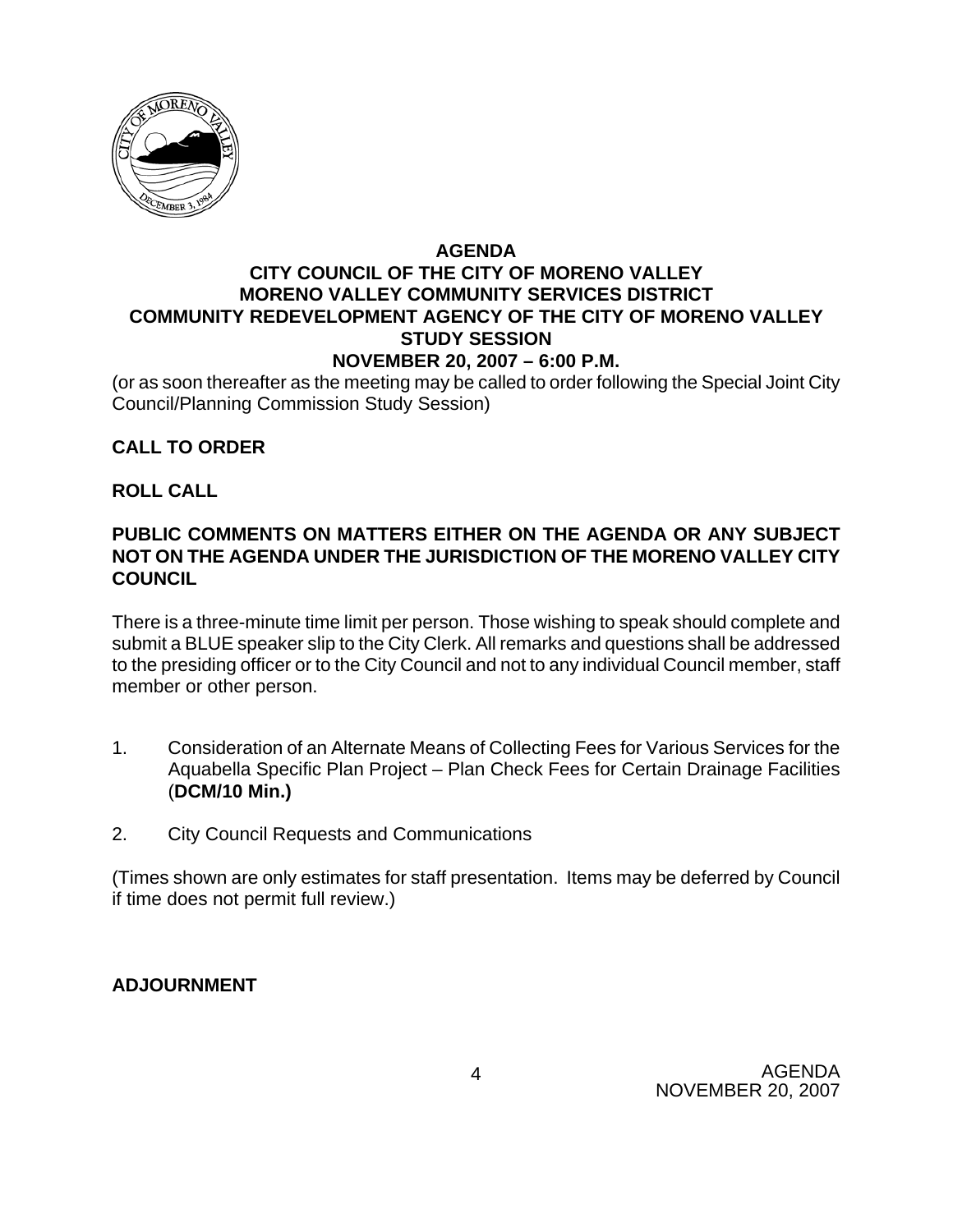**AGENDA**
**CITY COUNCIL OF THE CITY OF MORENO VALLEY**
**MORENO VALLEY COMMUNITY SERVICES DISTRICT**
**COMMUNITY REDEVELOPMENT AGENCY OF THE CITY OF MORENO VALLEY**
**STUDY SESSION**
**NOVEMBER 20, 2007 – 6:00 P.M.**

(or as soon thereafter as the meeting may be called to order following the Special Joint City Council/Planning Commission Study Session)

**CALL TO ORDER**

**ROLL CALL**

**PUBLIC COMMENTS ON MATTERS EITHER ON THE AGENDA OR ANY SUBJECT NOT ON THE AGENDA UNDER THE JURISDICTION OF THE MORENO VALLEY CITY COUNCIL**

There is a three-minute time limit per person. Those wishing to speak should complete and submit a BLUE speaker slip to the City Clerk. All remarks and questions shall be addressed to the presiding officer or to the City Council and not to any individual Council member, staff member or other person.

1. Consideration of an Alternate Means of Collecting Fees for Various Services for the Aquabella Specific Plan Project – Plan Check Fees for Certain Drainage Facilities (**DCM/10 Min.)**

2. City Council Requests and Communications

(Times shown are only estimates for staff presentation. Items may be deferred by Council if time does not permit full review.)

**ADJOURNMENT**